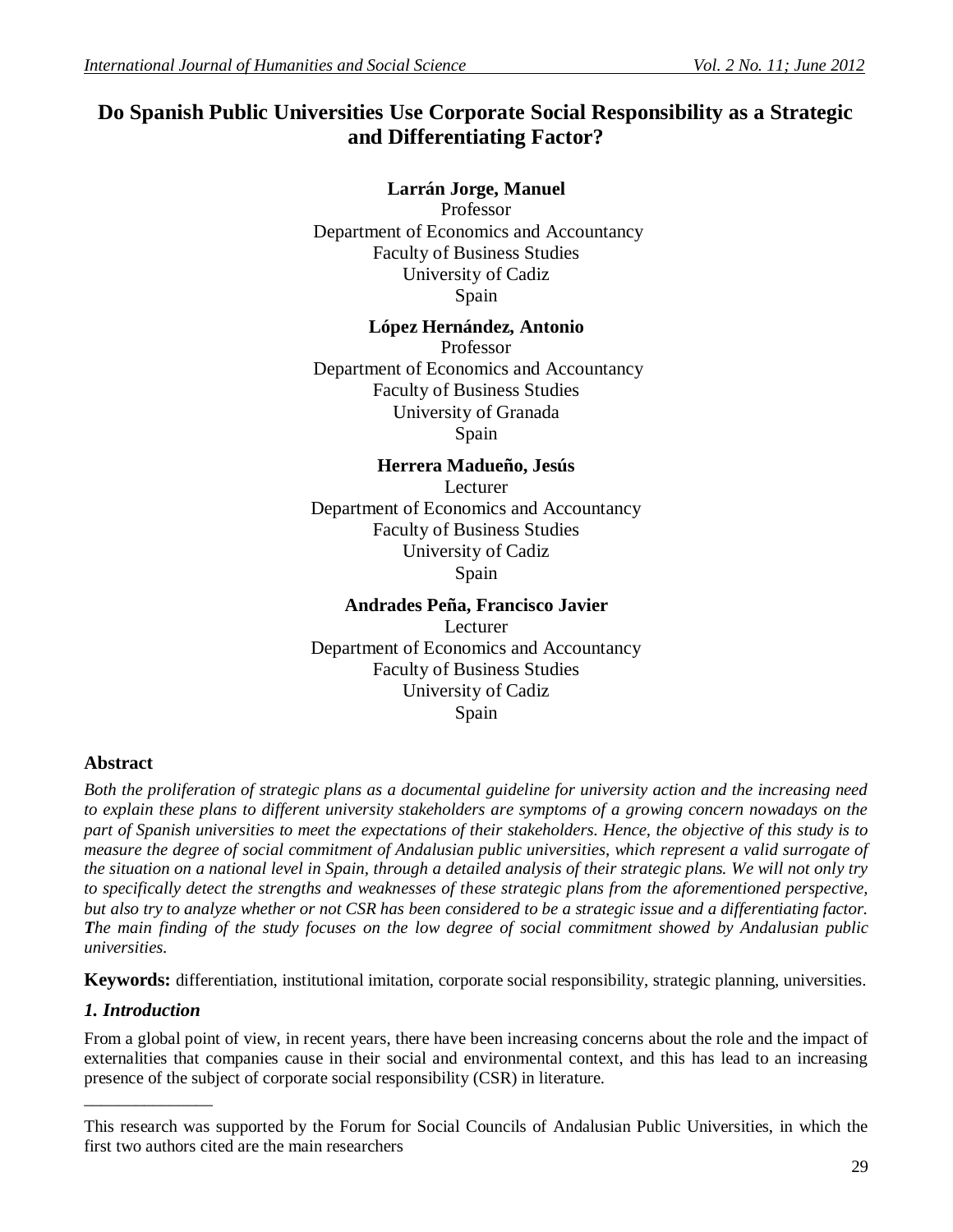# Do Spanish Public Universities Use Corporate Social Responsibility as a Strategic and Differentiating Factor?

**Larrán Jorge, Manuel**
Professor
Department of Economics and Accountancy
Faculty of Business Studies
University of Cadiz
Spain

**López Hernández, Antonio**
Professor
Department of Economics and Accountancy
Faculty of Business Studies
University of Granada
Spain

**Herrera Madueño, Jesús**
Lecturer
Department of Economics and Accountancy
Faculty of Business Studies
University of Cadiz
Spain

**Andrades Peña, Francisco Javier**
Lecturer
Department of Economics and Accountancy
Faculty of Business Studies
University of Cadiz
Spain

## Abstract

*Both the proliferation of strategic plans as a documental guideline for university action and the increasing need to explain these plans to different university stakeholders are symptoms of a growing concern nowadays on the part of Spanish universities to meet the expectations of their stakeholders. Hence, the objective of this study is to measure the degree of social commitment of Andalusian public universities, which represent a valid surrogate of the situation on a national level in Spain, through a detailed analysis of their strategic plans. We will not only try to specifically detect the strengths and weaknesses of these strategic plans from the aforementioned perspective, but also try to analyze whether or not CSR has been considered to be a strategic issue and a differentiating factor. The main finding of the study focuses on the low degree of social commitment showed by Andalusian public universities.*

**Keywords:** differentiation, institutional imitation, corporate social responsibility, strategic planning, universities.

## *1. Introduction*

From a global point of view, in recent years, there have been increasing concerns about the role and the impact of externalities that companies cause in their social and environmental context, and this has lead to an increasing presence of the subject of corporate social responsibility (CSR) in literature.

---

This research was supported by the Forum for Social Councils of Andalusian Public Universities, in which the first two authors cited are the main researchers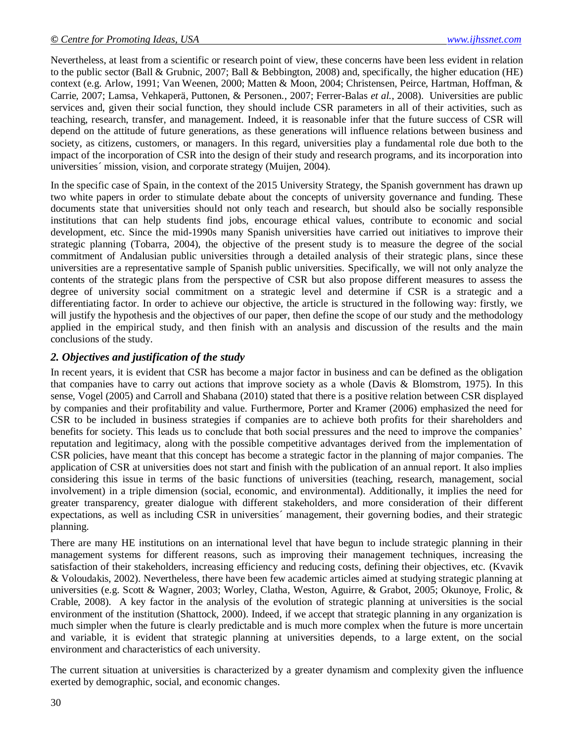Nevertheless, at least from a scientific or research point of view, these concerns have been less evident in relation to the public sector (Ball & Grubnic, 2007; Ball & Bebbington, 2008) and, specifically, the higher education (HE) context (e.g. Arlow, 1991; Van Weenen, 2000; Matten & Moon, 2004; Christensen, Peirce, Hartman, Hoffman, & Carrie, 2007; Lamsa, Vehkaperä, Puttonen, & Personen., 2007; Ferrer-Balas *et al.*, 2008). Universities are public services and, given their social function, they should include CSR parameters in all of their activities, such as teaching, research, transfer, and management. Indeed, it is reasonable infer that the future success of CSR will depend on the attitude of future generations, as these generations will influence relations between business and society, as citizens, customers, or managers. In this regard, universities play a fundamental role due both to the impact of the incorporation of CSR into the design of their study and research programs, and its incorporation into universities´ mission, vision, and corporate strategy (Muijen, 2004).

In the specific case of Spain, in the context of the 2015 University Strategy, the Spanish government has drawn up two white papers in order to stimulate debate about the concepts of university governance and funding. These documents state that universities should not only teach and research, but should also be socially responsible institutions that can help students find jobs, encourage ethical values, contribute to economic and social development, etc. Since the mid-1990s many Spanish universities have carried out initiatives to improve their strategic planning (Tobarra, 2004), the objective of the present study is to measure the degree of the social commitment of Andalusian public universities through a detailed analysis of their strategic plans, since these universities are a representative sample of Spanish public universities. Specifically, we will not only analyze the contents of the strategic plans from the perspective of CSR but also propose different measures to assess the degree of university social commitment on a strategic level and determine if CSR is a strategic and a differentiating factor. In order to achieve our objective, the article is structured in the following way: firstly, we will justify the hypothesis and the objectives of our paper, then define the scope of our study and the methodology applied in the empirical study, and then finish with an analysis and discussion of the results and the main conclusions of the study.

## *2. Objectives and justification of the study*

In recent years, it is evident that CSR has become a major factor in business and can be defined as the obligation that companies have to carry out actions that improve society as a whole (Davis & Blomstrom, 1975). In this sense, Vogel (2005) and Carroll and Shabana (2010) stated that there is a positive relation between CSR displayed by companies and their profitability and value. Furthermore, Porter and Kramer (2006) emphasized the need for CSR to be included in business strategies if companies are to achieve both profits for their shareholders and benefits for society. This leads us to conclude that both social pressures and the need to improve the companies' reputation and legitimacy, along with the possible competitive advantages derived from the implementation of CSR policies, have meant that this concept has become a strategic factor in the planning of major companies. The application of CSR at universities does not start and finish with the publication of an annual report. It also implies considering this issue in terms of the basic functions of universities (teaching, research, management, social involvement) in a triple dimension (social, economic, and environmental). Additionally, it implies the need for greater transparency, greater dialogue with different stakeholders, and more consideration of their different expectations, as well as including CSR in universities´ management, their governing bodies, and their strategic planning.

There are many HE institutions on an international level that have begun to include strategic planning in their management systems for different reasons, such as improving their management techniques, increasing the satisfaction of their stakeholders, increasing efficiency and reducing costs, defining their objectives, etc. (Kvavik & Voloudakis, 2002). Nevertheless, there have been few academic articles aimed at studying strategic planning at universities (e.g. Scott & Wagner, 2003; Worley, Clatha, Weston, Aguirre, & Grabot, 2005; Okunoye, Frolic, & Crable, 2008). A key factor in the analysis of the evolution of strategic planning at universities is the social environment of the institution (Shattock, 2000). Indeed, if we accept that strategic planning in any organization is much simpler when the future is clearly predictable and is much more complex when the future is more uncertain and variable, it is evident that strategic planning at universities depends, to a large extent, on the social environment and characteristics of each university.

The current situation at universities is characterized by a greater dynamism and complexity given the influence exerted by demographic, social, and economic changes.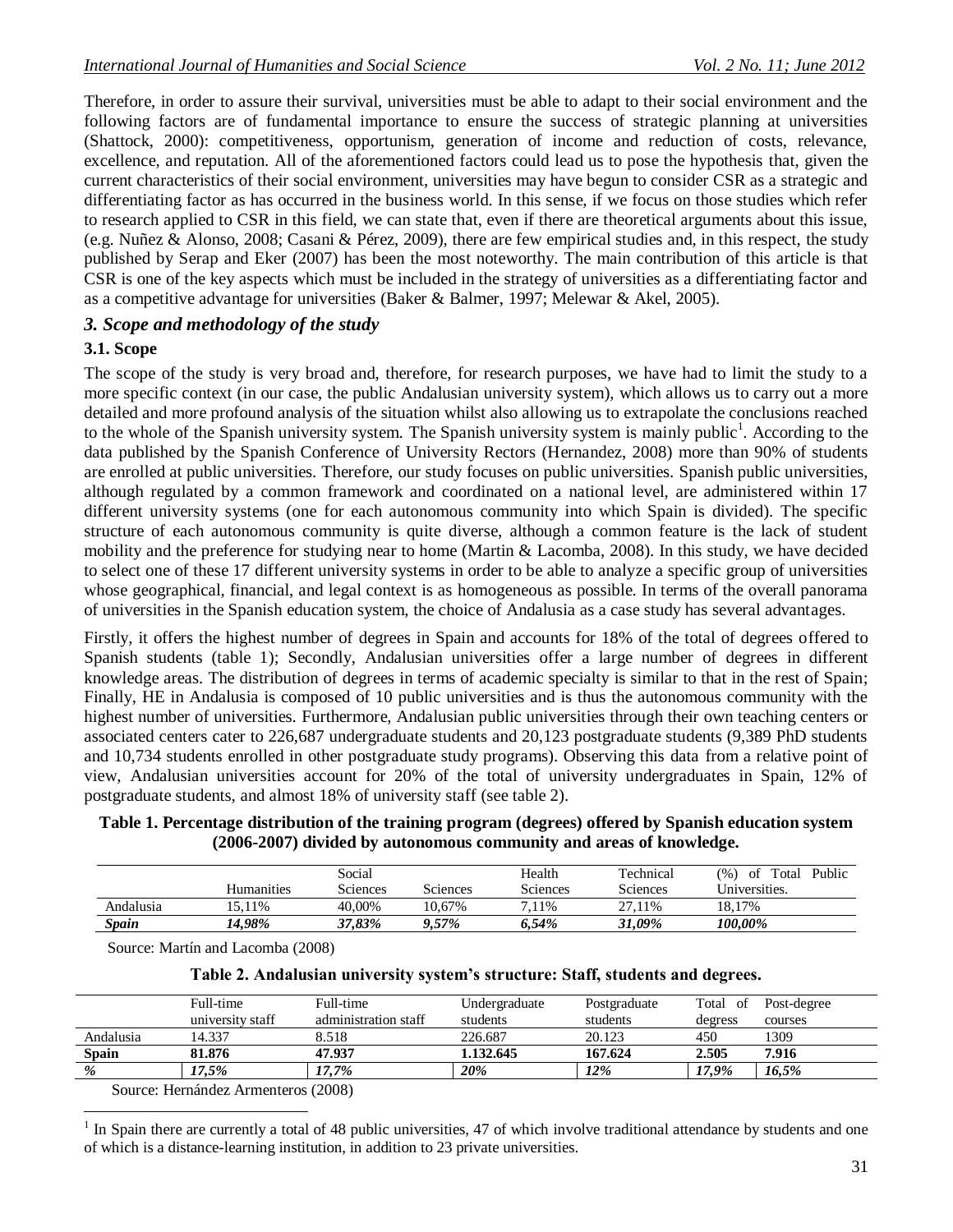Therefore, in order to assure their survival, universities must be able to adapt to their social environment and the following factors are of fundamental importance to ensure the success of strategic planning at universities (Shattock, 2000): competitiveness, opportunism, generation of income and reduction of costs, relevance, excellence, and reputation. All of the aforementioned factors could lead us to pose the hypothesis that, given the current characteristics of their social environment, universities may have begun to consider CSR as a strategic and differentiating factor as has occurred in the business world. In this sense, if we focus on those studies which refer to research applied to CSR in this field, we can state that, even if there are theoretical arguments about this issue, (e.g. Nuñez & Alonso, 2008; Casani & Pérez, 2009), there are few empirical studies and, in this respect, the study published by Serap and Eker (2007) has been the most noteworthy. The main contribution of this article is that CSR is one of the key aspects which must be included in the strategy of universities as a differentiating factor and as a competitive advantage for universities (Baker & Balmer, 1997; Melewar & Akel, 2005).

## *3. Scope and methodology of the study*

### 3.1. Scope

The scope of the study is very broad and, therefore, for research purposes, we have had to limit the study to a more specific context (in our case, the public Andalusian university system), which allows us to carry out a more detailed and more profound analysis of the situation whilst also allowing us to extrapolate the conclusions reached to the whole of the Spanish university system. The Spanish university system is mainly public[1]. According to the data published by the Spanish Conference of University Rectors (Hernandez, 2008) more than 90% of students are enrolled at public universities. Therefore, our study focuses on public universities. Spanish public universities, although regulated by a common framework and coordinated on a national level, are administered within 17 different university systems (one for each autonomous community into which Spain is divided). The specific structure of each autonomous community is quite diverse, although a common feature is the lack of student mobility and the preference for studying near to home (Martin & Lacomba, 2008). In this study, we have decided to select one of these 17 different university systems in order to be able to analyze a specific group of universities whose geographical, financial, and legal context is as homogeneous as possible. In terms of the overall panorama of universities in the Spanish education system, the choice of Andalusia as a case study has several advantages.

Firstly, it offers the highest number of degrees in Spain and accounts for 18% of the total of degrees offered to Spanish students (table 1); Secondly, Andalusian universities offer a large number of degrees in different knowledge areas. The distribution of degrees in terms of academic specialty is similar to that in the rest of Spain; Finally, HE in Andalusia is composed of 10 public universities and is thus the autonomous community with the highest number of universities. Furthermore, Andalusian public universities through their own teaching centers or associated centers cater to 226,687 undergraduate students and 20,123 postgraduate students (9,389 PhD students and 10,734 students enrolled in other postgraduate study programs). Observing this data from a relative point of view, Andalusian universities account for 20% of the total of university undergraduates in Spain, 12% of postgraduate students, and almost 18% of university staff (see table 2).

**Table 1. Percentage distribution of the training program (degrees) offered by Spanish education system (2006-2007) divided by autonomous community and areas of knowledge.**

| | Humanities | Social Sciences | Sciences | Health Sciences | Technical Sciences | (%) of Total Public Universities. |
|---|---|---|---|---|---|---|
| Andalusia | 15,11% | 40,00% | 10,67% | 7,11% | 27,11% | 18,17% |
| ***Spain*** | ***14,98%*** | ***37,83%*** | ***9,57%*** | ***6,54%*** | ***31,09%*** | ***100,00%*** |

Source: Martín and Lacomba (2008)

**Table 2. Andalusian university system's structure: Staff, students and degrees.**

| | Full-time university staff | Full-time administration staff | Undergraduate students | Postgraduate students | Total of degress | Post-degree courses |
|---|---|---|---|---|---|---|
| Andalusia | 14.337 | 8.518 | 226.687 | 20.123 | 450 | 1309 |
| **Spain** | **81.876** | **47.937** | **1.132.645** | **167.624** | **2.505** | **7.916** |
| ***%*** | ***17,5%*** | ***17,7%*** | ***20%*** | ***12%*** | ***17,9%*** | ***16,5%*** |

Source: Hernández Armenteros (2008)

[1] In Spain there are currently a total of 48 public universities, 47 of which involve traditional attendance by students and one of which is a distance-learning institution, in addition to 23 private universities.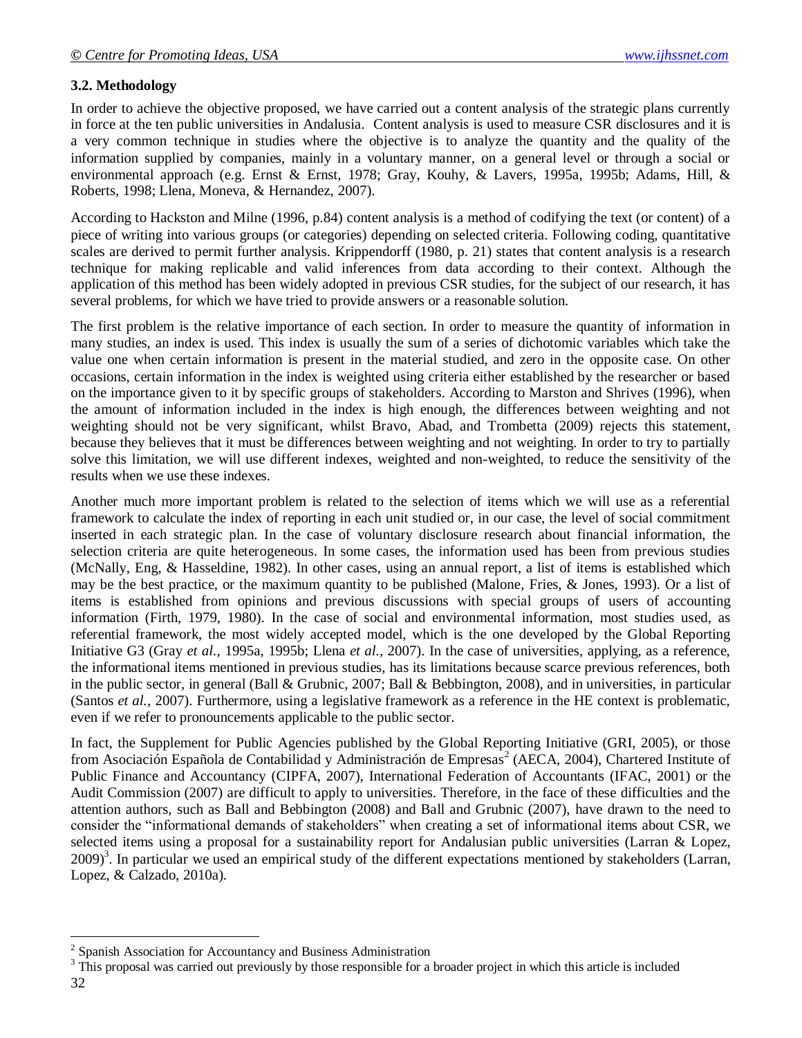### 3.2. Methodology

In order to achieve the objective proposed, we have carried out a content analysis of the strategic plans currently in force at the ten public universities in Andalusia. Content analysis is used to measure CSR disclosures and it is a very common technique in studies where the objective is to analyze the quantity and the quality of the information supplied by companies, mainly in a voluntary manner, on a general level or through a social or environmental approach (e.g. Ernst & Ernst, 1978; Gray, Kouhy, & Lavers, 1995a, 1995b; Adams, Hill, & Roberts, 1998; Llena, Moneva, & Hernandez, 2007).

According to Hackston and Milne (1996, p.84) content analysis is a method of codifying the text (or content) of a piece of writing into various groups (or categories) depending on selected criteria. Following coding, quantitative scales are derived to permit further analysis. Krippendorff (1980, p. 21) states that content analysis is a research technique for making replicable and valid inferences from data according to their context. Although the application of this method has been widely adopted in previous CSR studies, for the subject of our research, it has several problems, for which we have tried to provide answers or a reasonable solution.

The first problem is the relative importance of each section. In order to measure the quantity of information in many studies, an index is used. This index is usually the sum of a series of dichotomic variables which take the value one when certain information is present in the material studied, and zero in the opposite case. On other occasions, certain information in the index is weighted using criteria either established by the researcher or based on the importance given to it by specific groups of stakeholders. According to Marston and Shrives (1996), when the amount of information included in the index is high enough, the differences between weighting and not weighting should not be very significant, whilst Bravo, Abad, and Trombetta (2009) rejects this statement, because they believes that it must be differences between weighting and not weighting. In order to try to partially solve this limitation, we will use different indexes, weighted and non-weighted, to reduce the sensitivity of the results when we use these indexes.

Another much more important problem is related to the selection of items which we will use as a referential framework to calculate the index of reporting in each unit studied or, in our case, the level of social commitment inserted in each strategic plan. In the case of voluntary disclosure research about financial information, the selection criteria are quite heterogeneous. In some cases, the information used has been from previous studies (McNally, Eng, & Hasseldine, 1982). In other cases, using an annual report, a list of items is established which may be the best practice, or the maximum quantity to be published (Malone, Fries, & Jones, 1993). Or a list of items is established from opinions and previous discussions with special groups of users of accounting information (Firth, 1979, 1980). In the case of social and environmental information, most studies used, as referential framework, the most widely accepted model, which is the one developed by the Global Reporting Initiative G3 (Gray *et al.*, 1995a, 1995b; Llena *et al.*, 2007). In the case of universities, applying, as a reference, the informational items mentioned in previous studies, has its limitations because scarce previous references, both in the public sector, in general (Ball & Grubnic, 2007; Ball & Bebbington, 2008), and in universities, in particular (Santos *et al.*, 2007). Furthermore, using a legislative framework as a reference in the HE context is problematic, even if we refer to pronouncements applicable to the public sector.

In fact, the Supplement for Public Agencies published by the Global Reporting Initiative (GRI, 2005), or those from Asociación Española de Contabilidad y Administración de Empresas[2] (AECA, 2004), Chartered Institute of Public Finance and Accountancy (CIPFA, 2007), International Federation of Accountants (IFAC, 2001) or the Audit Commission (2007) are difficult to apply to universities. Therefore, in the face of these difficulties and the attention authors, such as Ball and Bebbington (2008) and Ball and Grubnic (2007), have drawn to the need to consider the "informational demands of stakeholders" when creating a set of informational items about CSR, we selected items using a proposal for a sustainability report for Andalusian public universities (Larran & Lopez, 2009)[3]. In particular we used an empirical study of the different expectations mentioned by stakeholders (Larran, Lopez, & Calzado, 2010a).

---

[2] Spanish Association for Accountancy and Business Administration

[3] This proposal was carried out previously by those responsible for a broader project in which this article is included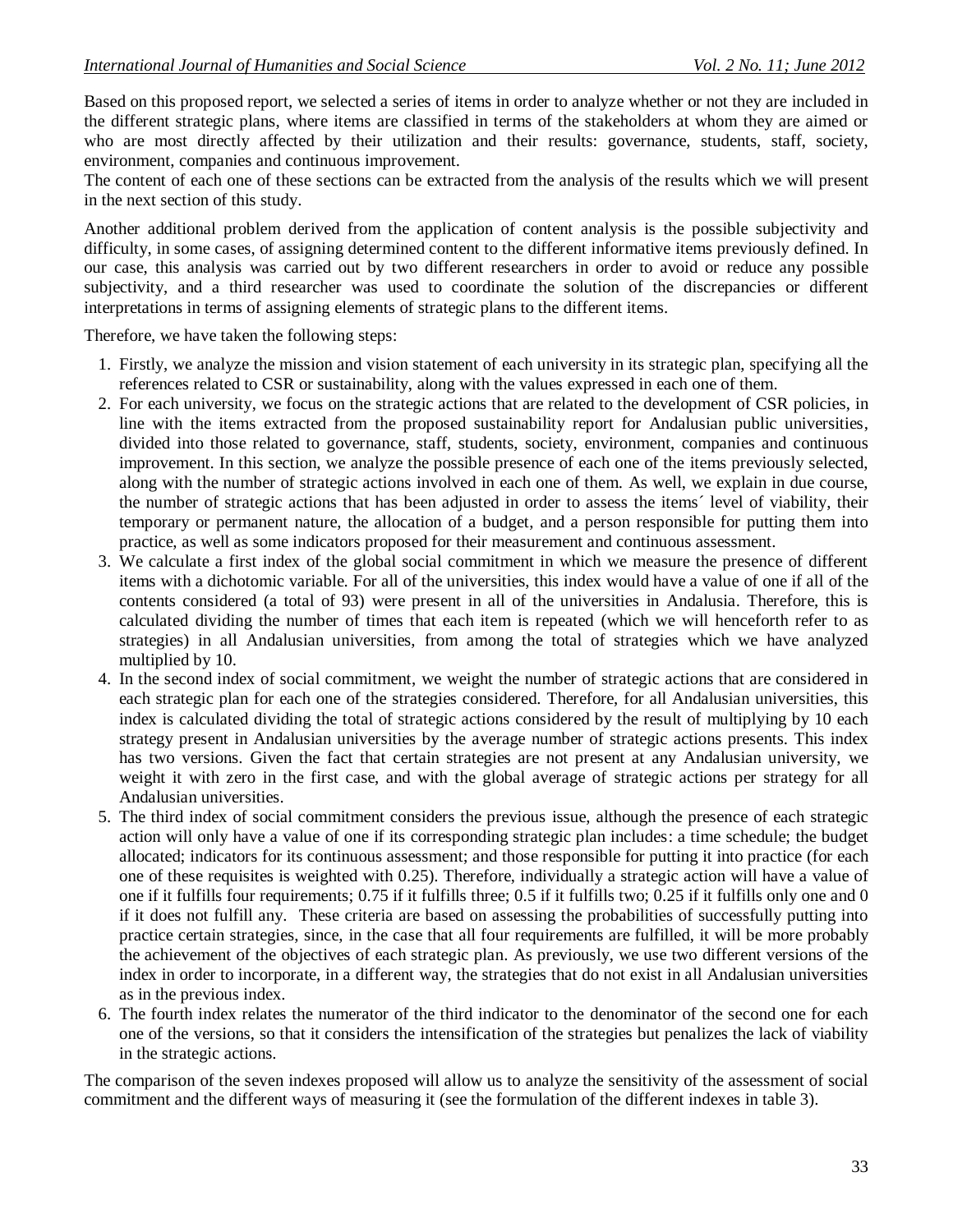Based on this proposed report, we selected a series of items in order to analyze whether or not they are included in the different strategic plans, where items are classified in terms of the stakeholders at whom they are aimed or who are most directly affected by their utilization and their results: governance, students, staff, society, environment, companies and continuous improvement.
The content of each one of these sections can be extracted from the analysis of the results which we will present in the next section of this study.

Another additional problem derived from the application of content analysis is the possible subjectivity and difficulty, in some cases, of assigning determined content to the different informative items previously defined. In our case, this analysis was carried out by two different researchers in order to avoid or reduce any possible subjectivity, and a third researcher was used to coordinate the solution of the discrepancies or different interpretations in terms of assigning elements of strategic plans to the different items.

Therefore, we have taken the following steps:

1. Firstly, we analyze the mission and vision statement of each university in its strategic plan, specifying all the references related to CSR or sustainability, along with the values expressed in each one of them.
2. For each university, we focus on the strategic actions that are related to the development of CSR policies, in line with the items extracted from the proposed sustainability report for Andalusian public universities, divided into those related to governance, staff, students, society, environment, companies and continuous improvement. In this section, we analyze the possible presence of each one of the items previously selected, along with the number of strategic actions involved in each one of them. As well, we explain in due course, the number of strategic actions that has been adjusted in order to assess the items´ level of viability, their temporary or permanent nature, the allocation of a budget, and a person responsible for putting them into practice, as well as some indicators proposed for their measurement and continuous assessment.
3. We calculate a first index of the global social commitment in which we measure the presence of different items with a dichotomic variable. For all of the universities, this index would have a value of one if all of the contents considered (a total of 93) were present in all of the universities in Andalusia. Therefore, this is calculated dividing the number of times that each item is repeated (which we will henceforth refer to as strategies) in all Andalusian universities, from among the total of strategies which we have analyzed multiplied by 10.
4. In the second index of social commitment, we weight the number of strategic actions that are considered in each strategic plan for each one of the strategies considered. Therefore, for all Andalusian universities, this index is calculated dividing the total of strategic actions considered by the result of multiplying by 10 each strategy present in Andalusian universities by the average number of strategic actions presents. This index has two versions. Given the fact that certain strategies are not present at any Andalusian university, we weight it with zero in the first case, and with the global average of strategic actions per strategy for all Andalusian universities.
5. The third index of social commitment considers the previous issue, although the presence of each strategic action will only have a value of one if its corresponding strategic plan includes: a time schedule; the budget allocated; indicators for its continuous assessment; and those responsible for putting it into practice (for each one of these requisites is weighted with 0.25). Therefore, individually a strategic action will have a value of one if it fulfills four requirements; 0.75 if it fulfills three; 0.5 if it fulfills two; 0.25 if it fulfills only one and 0 if it does not fulfill any. These criteria are based on assessing the probabilities of successfully putting into practice certain strategies, since, in the case that all four requirements are fulfilled, it will be more probably the achievement of the objectives of each strategic plan. As previously, we use two different versions of the index in order to incorporate, in a different way, the strategies that do not exist in all Andalusian universities as in the previous index.
6. The fourth index relates the numerator of the third indicator to the denominator of the second one for each one of the versions, so that it considers the intensification of the strategies but penalizes the lack of viability in the strategic actions.

The comparison of the seven indexes proposed will allow us to analyze the sensitivity of the assessment of social commitment and the different ways of measuring it (see the formulation of the different indexes in table 3).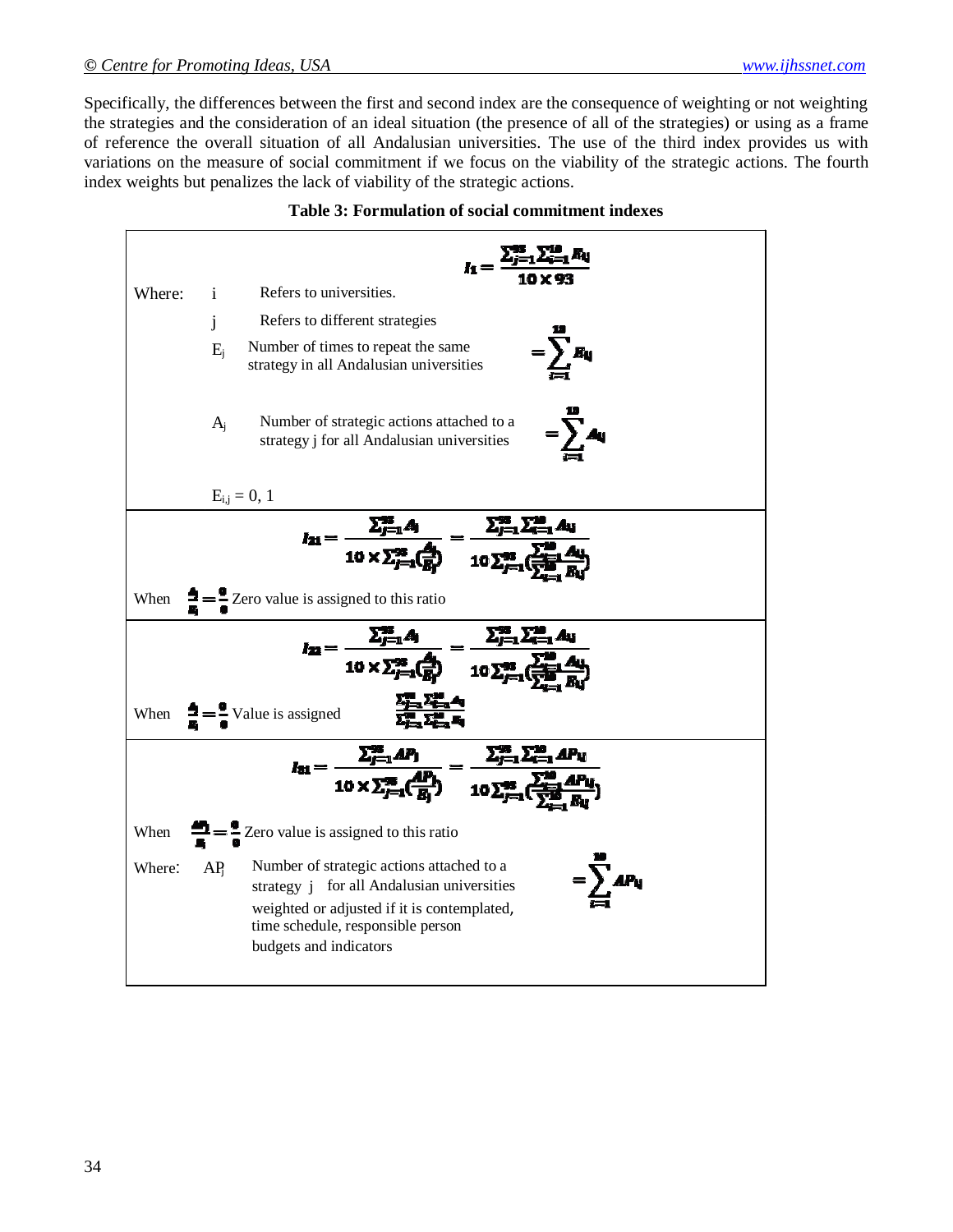Specifically, the differences between the first and second index are the consequence of weighting or not weighting the strategies and the consideration of an ideal situation (the presence of all of the strategies) or using as a frame of reference the overall situation of all Andalusian universities. The use of the third index provides us with variations on the measure of social commitment if we focus on the viability of the strategic actions. The fourth index weights but penalizes the lack of viability of the strategic actions.

**Table 3: Formulation of social commitment indexes**

$$I_1 = \frac{\sum_{j=1}^{93}\sum_{i=1}^{10} E_{ij}}{10 \times 93}$$

Where:

- $i$ — Refers to universities.
- $j$ — Refers to different strategies
- $E_j$ — Number of times to repeat the same strategy in all Andalusian universities $= \sum_{i=1}^{10} E_{ij}$
- $A_j$ — Number of strategic actions attached to a strategy j for all Andalusian universities $= \sum_{i=1}^{10} A_{ij}$

$E_{i,j} = 0, 1$

$$I_{21} = \frac{\sum_{j=1}^{93} A_j}{10 \times \sum_{j=1}^{93}\left(\frac{A_j}{E_j}\right)} = \frac{\sum_{j=1}^{93}\sum_{i=1}^{10} A_{ij}}{10\sum_{j=1}^{93}\left(\frac{\sum_{i=1}^{10} A_{ij}}{\sum_{i=1}^{10} E_{ij}}\right)}$$

When $\frac{A_j}{E_j} = \frac{0}{0}$ Zero value is assigned to this ratio

$$I_{22} = \frac{\sum_{j=1}^{93} A_j}{10 \times \sum_{j=1}^{93}\left(\frac{A_j}{E_j}\right)} = \frac{\sum_{j=1}^{93}\sum_{i=1}^{10} A_{ij}}{10\sum_{j=1}^{93}\left(\frac{\sum_{i=1}^{10} A_{ij}}{\sum_{i=1}^{10} E_{ij}}\right)}$$

When $\frac{A_j}{E_j} = \frac{0}{0}$ Value is assigned $\frac{\sum_{j=1}^{93}\sum_{i=1}^{10} A_{ij}}{\sum_{j=1}^{93}\sum_{i=1}^{10} E_{ij}}$

$$I_{31} = \frac{\sum_{j=1}^{93} AP_j}{10 \times \sum_{j=1}^{93}\left(\frac{AP_j}{E_j}\right)} = \frac{\sum_{j=1}^{93}\sum_{i=1}^{10} AP_{ij}}{10\sum_{j=1}^{93}\left(\frac{\sum_{i=1}^{10} AP_{ij}}{\sum_{i=1}^{10} E_{ij}}\right)}$$

When $\frac{AP_j}{E_j} = \frac{0}{0}$ Zero value is assigned to this ratio

Where: $AP_j$ — Number of strategic actions attached to a strategy j for all Andalusian universities weighted or adjusted if it is contemplated, time schedule, responsible person budgets and indicators $= \sum_{i=1}^{10} AP_{ij}$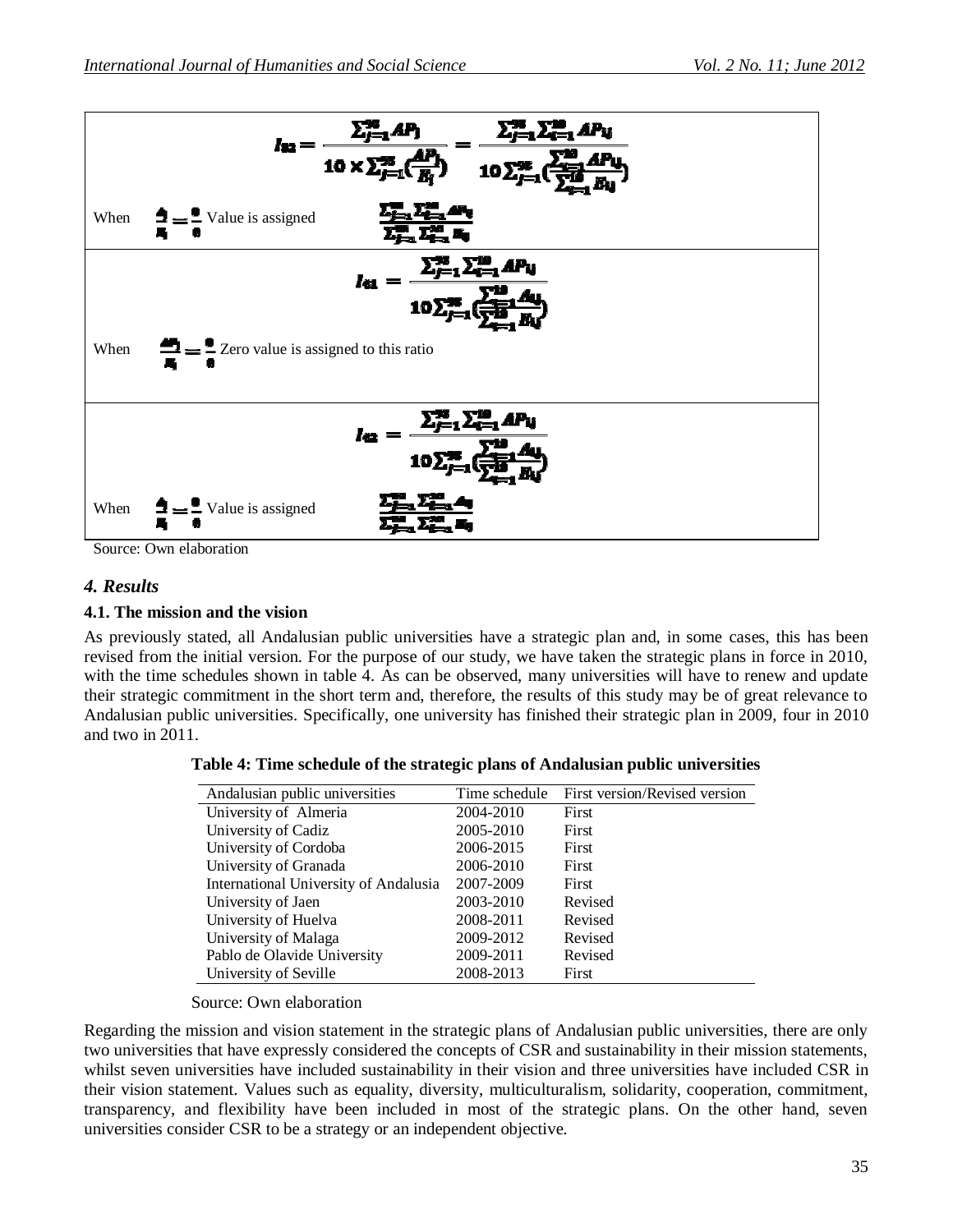$$I_{S2} = \frac{\sum_{j=1}^{35} AP_j}{10 \times \sum_{j=1}^{35}\left(\frac{AP_j}{B_j}\right)} = \frac{\sum_{j=1}^{35}\sum_{i=1}^{10} AP_{ij}}{10\sum_{j=1}^{35}\left(\frac{\sum_{i=1}^{10} AP_{ij}}{\sum_{i=1}^{10} B_{ij}}\right)}$$

When $\frac{A_j}{B_j} = \frac{0}{0}$ Value is assigned $\frac{\sum_{j=1}^{35}\sum_{i=1}^{10} AP_{ij}}{\sum_{j=1}^{35}\sum_{i=1}^{10} B_{ij}}$

$$I_{41} = \frac{\sum_{j=1}^{35}\sum_{i=1}^{10} AP_{ij}}{10\sum_{j=1}^{35}\left(\frac{\sum_{i=1}^{10} A_{ij}}{\sum_{i=1}^{10} B_{ij}}\right)}$$

When $\frac{AP_j}{B_j} = \frac{0}{0}$ Zero value is assigned to this ratio

$$I_{42} = \frac{\sum_{j=1}^{35}\sum_{i=1}^{10} AP_{ij}}{10\sum_{j=1}^{35}\left(\frac{\sum_{i=1}^{10} A_{ij}}{\sum_{i=1}^{10} B_{ij}}\right)}$$

When $\frac{A_j}{B_j} = \frac{0}{0}$ Value is assigned $\frac{\sum_{j=1}^{35}\sum_{i=1}^{10} A_{ij}}{\sum_{j=1}^{35}\sum_{i=1}^{10} B_{ij}}$

Source: Own elaboration

### *4. Results*

#### 4.1. The mission and the vision

As previously stated, all Andalusian public universities have a strategic plan and, in some cases, this has been revised from the initial version. For the purpose of our study, we have taken the strategic plans in force in 2010, with the time schedules shown in table 4. As can be observed, many universities will have to renew and update their strategic commitment in the short term and, therefore, the results of this study may be of great relevance to Andalusian public universities. Specifically, one university has finished their strategic plan in 2009, four in 2010 and two in 2011.

**Table 4: Time schedule of the strategic plans of Andalusian public universities**

| Andalusian public universities | Time schedule | First version/Revised version |
|---|---|---|
| University of Almeria | 2004-2010 | First |
| University of Cadiz | 2005-2010 | First |
| University of Cordoba | 2006-2015 | First |
| University of Granada | 2006-2010 | First |
| International University of Andalusia | 2007-2009 | First |
| University of Jaen | 2003-2010 | Revised |
| University of Huelva | 2008-2011 | Revised |
| University of Malaga | 2009-2012 | Revised |
| Pablo de Olavide University | 2009-2011 | Revised |
| University of Seville | 2008-2013 | First |

Source: Own elaboration

Regarding the mission and vision statement in the strategic plans of Andalusian public universities, there are only two universities that have expressly considered the concepts of CSR and sustainability in their mission statements, whilst seven universities have included sustainability in their vision and three universities have included CSR in their vision statement. Values such as equality, diversity, multiculturalism, solidarity, cooperation, commitment, transparency, and flexibility have been included in most of the strategic plans. On the other hand, seven universities consider CSR to be a strategy or an independent objective.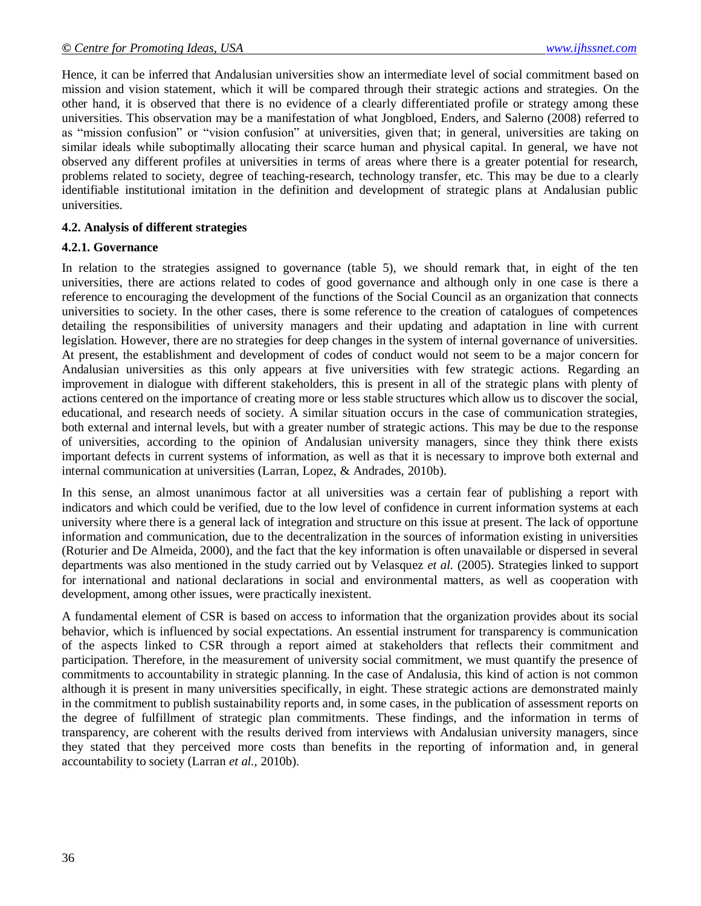Hence, it can be inferred that Andalusian universities show an intermediate level of social commitment based on mission and vision statement, which it will be compared through their strategic actions and strategies. On the other hand, it is observed that there is no evidence of a clearly differentiated profile or strategy among these universities. This observation may be a manifestation of what Jongbloed, Enders, and Salerno (2008) referred to as "mission confusion" or "vision confusion" at universities, given that; in general, universities are taking on similar ideals while suboptimally allocating their scarce human and physical capital. In general, we have not observed any different profiles at universities in terms of areas where there is a greater potential for research, problems related to society, degree of teaching-research, technology transfer, etc. This may be due to a clearly identifiable institutional imitation in the definition and development of strategic plans at Andalusian public universities.

### 4.2. Analysis of different strategies

#### 4.2.1. Governance

In relation to the strategies assigned to governance (table 5), we should remark that, in eight of the ten universities, there are actions related to codes of good governance and although only in one case is there a reference to encouraging the development of the functions of the Social Council as an organization that connects universities to society. In the other cases, there is some reference to the creation of catalogues of competences detailing the responsibilities of university managers and their updating and adaptation in line with current legislation. However, there are no strategies for deep changes in the system of internal governance of universities. At present, the establishment and development of codes of conduct would not seem to be a major concern for Andalusian universities as this only appears at five universities with few strategic actions. Regarding an improvement in dialogue with different stakeholders, this is present in all of the strategic plans with plenty of actions centered on the importance of creating more or less stable structures which allow us to discover the social, educational, and research needs of society. A similar situation occurs in the case of communication strategies, both external and internal levels, but with a greater number of strategic actions. This may be due to the response of universities, according to the opinion of Andalusian university managers, since they think there exists important defects in current systems of information, as well as that it is necessary to improve both external and internal communication at universities (Larran, Lopez, & Andrades, 2010b).

In this sense, an almost unanimous factor at all universities was a certain fear of publishing a report with indicators and which could be verified, due to the low level of confidence in current information systems at each university where there is a general lack of integration and structure on this issue at present. The lack of opportune information and communication, due to the decentralization in the sources of information existing in universities (Roturier and De Almeida, 2000), and the fact that the key information is often unavailable or dispersed in several departments was also mentioned in the study carried out by Velasquez *et al.* (2005). Strategies linked to support for international and national declarations in social and environmental matters, as well as cooperation with development, among other issues, were practically inexistent.

A fundamental element of CSR is based on access to information that the organization provides about its social behavior, which is influenced by social expectations. An essential instrument for transparency is communication of the aspects linked to CSR through a report aimed at stakeholders that reflects their commitment and participation. Therefore, in the measurement of university social commitment, we must quantify the presence of commitments to accountability in strategic planning. In the case of Andalusia, this kind of action is not common although it is present in many universities specifically, in eight. These strategic actions are demonstrated mainly in the commitment to publish sustainability reports and, in some cases, in the publication of assessment reports on the degree of fulfillment of strategic plan commitments. These findings, and the information in terms of transparency, are coherent with the results derived from interviews with Andalusian university managers, since they stated that they perceived more costs than benefits in the reporting of information and, in general accountability to society (Larran *et al.*, 2010b).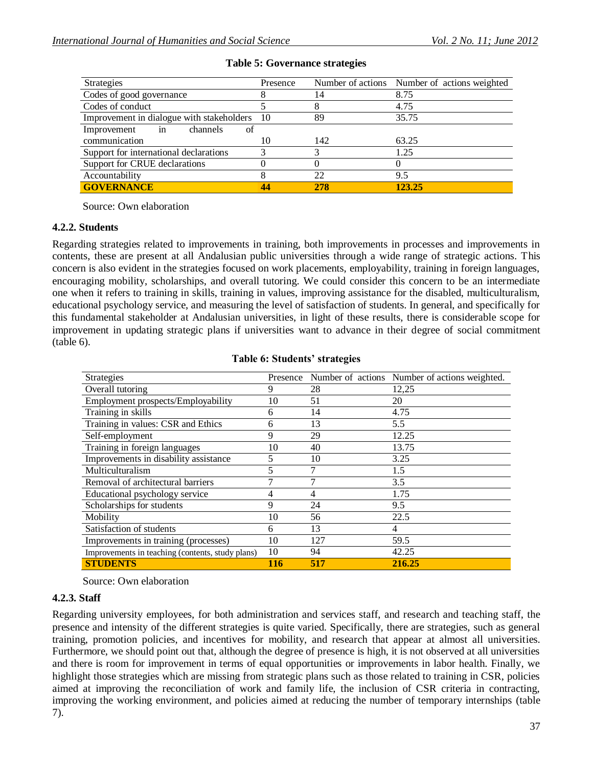**Table 5: Governance strategies**

| Strategies | Presence | Number of actions | Number of actions weighted |
|---|---|---|---|
| Codes of good governance | 8 | 14 | 8.75 |
| Codes of conduct | 5 | 8 | 4.75 |
| Improvement in dialogue with stakeholders | 10 | 89 | 35.75 |
| Improvement in channels of communication | 10 | 142 | 63.25 |
| Support for international declarations | 3 | 3 | 1.25 |
| Support for CRUE declarations | 0 | 0 | 0 |
| Accountability | 8 | 22 | 9.5 |
| **GOVERNANCE** | **44** | **278** | **123.25** |

Source: Own elaboration

### 4.2.2. Students

Regarding strategies related to improvements in training, both improvements in processes and improvements in contents, these are present at all Andalusian public universities through a wide range of strategic actions. This concern is also evident in the strategies focused on work placements, employability, training in foreign languages, encouraging mobility, scholarships, and overall tutoring. We could consider this concern to be an intermediate one when it refers to training in skills, training in values, improving assistance for the disabled, multiculturalism, educational psychology service, and measuring the level of satisfaction of students. In general, and specifically for this fundamental stakeholder at Andalusian universities, in light of these results, there is considerable scope for improvement in updating strategic plans if universities want to advance in their degree of social commitment (table 6).

**Table 6: Students' strategies**

| Strategies | Presence | Number of actions | Number of actions weighted. |
|---|---|---|---|
| Overall tutoring | 9 | 28 | 12,25 |
| Employment prospects/Employability | 10 | 51 | 20 |
| Training in skills | 6 | 14 | 4.75 |
| Training in values: CSR and Ethics | 6 | 13 | 5.5 |
| Self-employment | 9 | 29 | 12.25 |
| Training in foreign languages | 10 | 40 | 13.75 |
| Improvements in disability assistance | 5 | 10 | 3.25 |
| Multiculturalism | 5 | 7 | 1.5 |
| Removal of architectural barriers | 7 | 7 | 3.5 |
| Educational psychology service | 4 | 4 | 1.75 |
| Scholarships for students | 9 | 24 | 9.5 |
| Mobility | 10 | 56 | 22.5 |
| Satisfaction of students | 6 | 13 | 4 |
| Improvements in training (processes) | 10 | 127 | 59.5 |
| Improvements in teaching (contents, study plans) | 10 | 94 | 42.25 |
| **STUDENTS** | **116** | **517** | **216.25** |

Source: Own elaboration

### 4.2.3. Staff

Regarding university employees, for both administration and services staff, and research and teaching staff, the presence and intensity of the different strategies is quite varied. Specifically, there are strategies, such as general training, promotion policies, and incentives for mobility, and research that appear at almost all universities. Furthermore, we should point out that, although the degree of presence is high, it is not observed at all universities and there is room for improvement in terms of equal opportunities or improvements in labor health. Finally, we highlight those strategies which are missing from strategic plans such as those related to training in CSR, policies aimed at improving the reconciliation of work and family life, the inclusion of CSR criteria in contracting, improving the working environment, and policies aimed at reducing the number of temporary internships (table 7).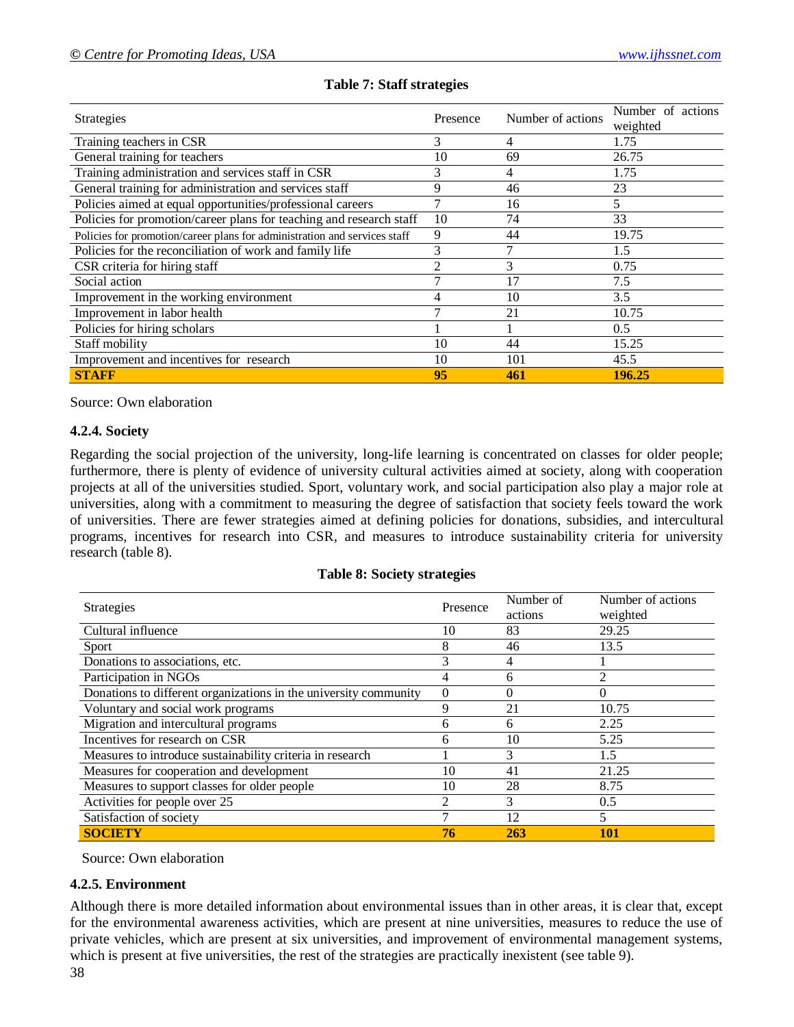**Table 7: Staff strategies**

| Strategies | Presence | Number of actions | Number of actions weighted |
|---|---|---|---|
| Training teachers in CSR | 3 | 4 | 1.75 |
| General training for teachers | 10 | 69 | 26.75 |
| Training administration and services staff in CSR | 3 | 4 | 1.75 |
| General training for administration and services staff | 9 | 46 | 23 |
| Policies aimed at equal opportunities/professional careers | 7 | 16 | 5 |
| Policies for promotion/career plans for teaching and research staff | 10 | 74 | 33 |
| Policies for promotion/career plans for administration and services staff | 9 | 44 | 19.75 |
| Policies for the reconciliation of work and family life | 3 | 7 | 1.5 |
| CSR criteria for hiring staff | 2 | 3 | 0.75 |
| Social action | 7 | 17 | 7.5 |
| Improvement in the working environment | 4 | 10 | 3.5 |
| Improvement in labor health | 7 | 21 | 10.75 |
| Policies for hiring scholars | 1 | 1 | 0.5 |
| Staff mobility | 10 | 44 | 15.25 |
| Improvement and incentives for research | 10 | 101 | 45.5 |
| **STAFF** | **95** | **461** | **196.25** |

Source: Own elaboration

#### 4.2.4. Society

Regarding the social projection of the university, long-life learning is concentrated on classes for older people; furthermore, there is plenty of evidence of university cultural activities aimed at society, along with cooperation projects at all of the universities studied. Sport, voluntary work, and social participation also play a major role at universities, along with a commitment to measuring the degree of satisfaction that society feels toward the work of universities. There are fewer strategies aimed at defining policies for donations, subsidies, and intercultural programs, incentives for research into CSR, and measures to introduce sustainability criteria for university research (table 8).

**Table 8: Society strategies**

| Strategies | Presence | Number of actions | Number of actions weighted |
|---|---|---|---|
| Cultural influence | 10 | 83 | 29.25 |
| Sport | 8 | 46 | 13.5 |
| Donations to associations, etc. | 3 | 4 | 1 |
| Participation in NGOs | 4 | 6 | 2 |
| Donations to different organizations in the university community | 0 | 0 | 0 |
| Voluntary and social work programs | 9 | 21 | 10.75 |
| Migration and intercultural programs | 6 | 6 | 2.25 |
| Incentives for research on CSR | 6 | 10 | 5.25 |
| Measures to introduce sustainability criteria in research | 1 | 3 | 1.5 |
| Measures for cooperation and development | 10 | 41 | 21.25 |
| Measures to support classes for older people | 10 | 28 | 8.75 |
| Activities for people over 25 | 2 | 3 | 0.5 |
| Satisfaction of society | 7 | 12 | 5 |
| **SOCIETY** | **76** | **263** | **101** |

Source: Own elaboration

#### 4.2.5. Environment

Although there is more detailed information about environmental issues than in other areas, it is clear that, except for the environmental awareness activities, which are present at nine universities, measures to reduce the use of private vehicles, which are present at six universities, and improvement of environmental management systems, which is present at five universities, the rest of the strategies are practically inexistent (see table 9).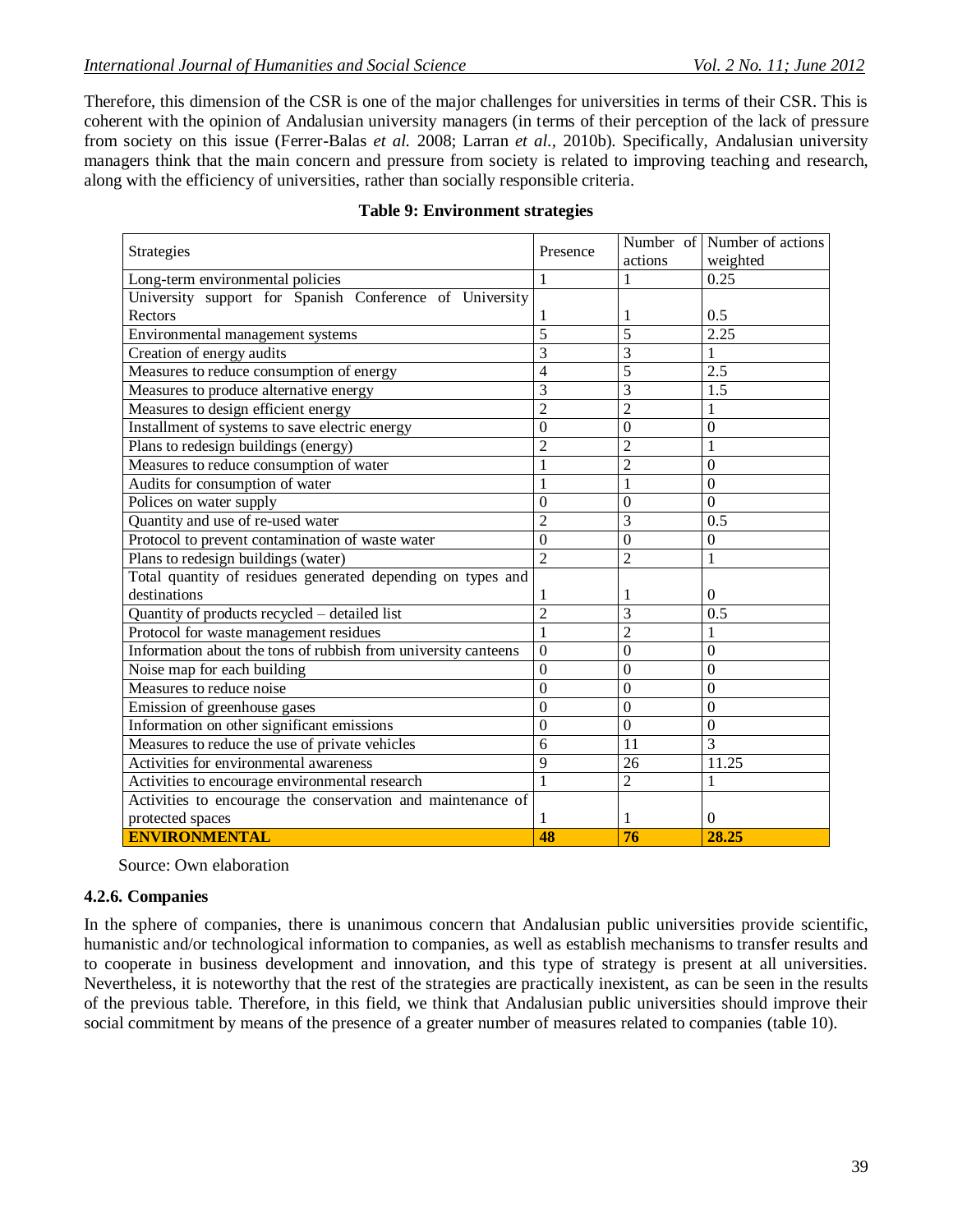Therefore, this dimension of the CSR is one of the major challenges for universities in terms of their CSR. This is coherent with the opinion of Andalusian university managers (in terms of their perception of the lack of pressure from society on this issue (Ferrer-Balas *et al.* 2008; Larran *et al.*, 2010b). Specifically, Andalusian university managers think that the main concern and pressure from society is related to improving teaching and research, along with the efficiency of universities, rather than socially responsible criteria.

**Table 9: Environment strategies**

| Strategies | Presence | Number of actions | Number of actions weighted |
|---|---|---|---|
| Long-term environmental policies | 1 | 1 | 0.25 |
| University support for Spanish Conference of University Rectors | 1 | 1 | 0.5 |
| Environmental management systems | 5 | 5 | 2.25 |
| Creation of energy audits | 3 | 3 | 1 |
| Measures to reduce consumption of energy | 4 | 5 | 2.5 |
| Measures to produce alternative energy | 3 | 3 | 1.5 |
| Measures to design efficient energy | 2 | 2 | 1 |
| Installment of systems to save electric energy | 0 | 0 | 0 |
| Plans to redesign buildings (energy) | 2 | 2 | 1 |
| Measures to reduce consumption of water | 1 | 2 | 0 |
| Audits for consumption of water | 1 | 1 | 0 |
| Polices on water supply | 0 | 0 | 0 |
| Quantity and use of re-used water | 2 | 3 | 0.5 |
| Protocol to prevent contamination of waste water | 0 | 0 | 0 |
| Plans to redesign buildings (water) | 2 | 2 | 1 |
| Total quantity of residues generated depending on types and destinations | 1 | 1 | 0 |
| Quantity of products recycled – detailed list | 2 | 3 | 0.5 |
| Protocol for waste management residues | 1 | 2 | 1 |
| Information about the tons of rubbish from university canteens | 0 | 0 | 0 |
| Noise map for each building | 0 | 0 | 0 |
| Measures to reduce noise | 0 | 0 | 0 |
| Emission of greenhouse gases | 0 | 0 | 0 |
| Information on other significant emissions | 0 | 0 | 0 |
| Measures to reduce the use of private vehicles | 6 | 11 | 3 |
| Activities for environmental awareness | 9 | 26 | 11.25 |
| Activities to encourage environmental research | 1 | 2 | 1 |
| Activities to encourage the conservation and maintenance of protected spaces | 1 | 1 | 0 |
| **ENVIRONMENTAL** | **48** | **76** | **28.25** |

Source: Own elaboration

#### 4.2.6. Companies

In the sphere of companies, there is unanimous concern that Andalusian public universities provide scientific, humanistic and/or technological information to companies, as well as establish mechanisms to transfer results and to cooperate in business development and innovation, and this type of strategy is present at all universities. Nevertheless, it is noteworthy that the rest of the strategies are practically inexistent, as can be seen in the results of the previous table. Therefore, in this field, we think that Andalusian public universities should improve their social commitment by means of the presence of a greater number of measures related to companies (table 10).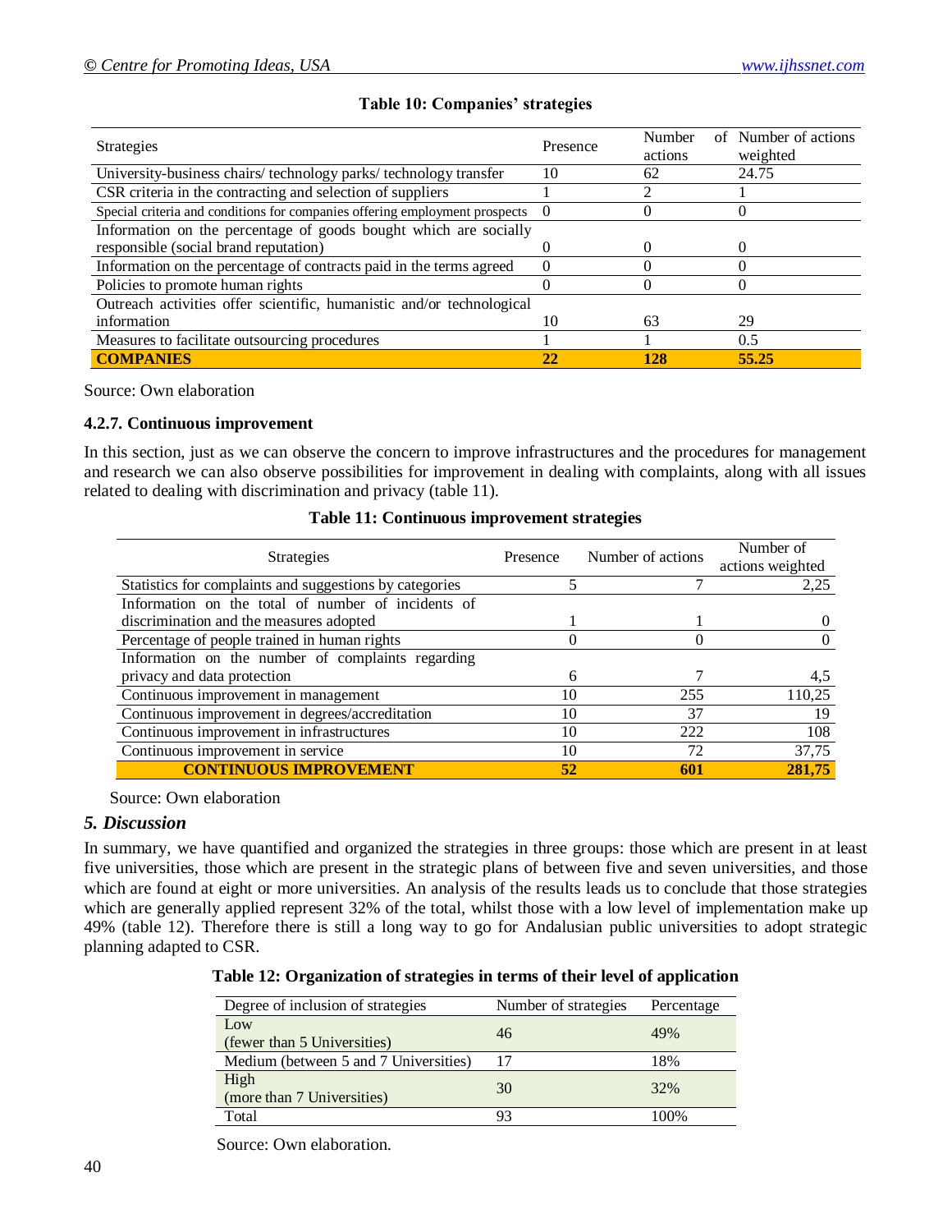**Table 10: Companies' strategies**

| Strategies | Presence | Number of actions | Number of actions weighted |
|---|---|---|---|
| University-business chairs/ technology parks/ technology transfer | 10 | 62 | 24.75 |
| CSR criteria in the contracting and selection of suppliers | 1 | 2 | 1 |
| Special criteria and conditions for companies offering employment prospects | 0 | 0 | 0 |
| Information on the percentage of goods bought which are socially responsible (social brand reputation) | 0 | 0 | 0 |
| Information on the percentage of contracts paid in the terms agreed | 0 | 0 | 0 |
| Policies to promote human rights | 0 | 0 | 0 |
| Outreach activities offer scientific, humanistic and/or technological information | 10 | 63 | 29 |
| Measures to facilitate outsourcing procedures | 1 | 1 | 0.5 |
| **COMPANIES** | **22** | **128** | **55.25** |

Source: Own elaboration

### 4.2.7. Continuous improvement

In this section, just as we can observe the concern to improve infrastructures and the procedures for management and research we can also observe possibilities for improvement in dealing with complaints, along with all issues related to dealing with discrimination and privacy (table 11).

**Table 11: Continuous improvement strategies**

| Strategies | Presence | Number of actions | Number of actions weighted |
|---|---|---|---|
| Statistics for complaints and suggestions by categories | 5 | 7 | 2,25 |
| Information on the total of number of incidents of discrimination and the measures adopted | 1 | 1 | 0 |
| Percentage of people trained in human rights | 0 | 0 | 0 |
| Information on the number of complaints regarding privacy and data protection | 6 | 7 | 4,5 |
| Continuous improvement in management | 10 | 255 | 110,25 |
| Continuous improvement in degrees/accreditation | 10 | 37 | 19 |
| Continuous improvement in infrastructures | 10 | 222 | 108 |
| Continuous improvement in service | 10 | 72 | 37,75 |
| **CONTINUOUS IMPROVEMENT** | **52** | **601** | **281,75** |

Source: Own elaboration

## *5. Discussion*

In summary, we have quantified and organized the strategies in three groups: those which are present in at least five universities, those which are present in the strategic plans of between five and seven universities, and those which are found at eight or more universities. An analysis of the results leads us to conclude that those strategies which are generally applied represent 32% of the total, whilst those with a low level of implementation make up 49% (table 12). Therefore there is still a long way to go for Andalusian public universities to adopt strategic planning adapted to CSR.

**Table 12: Organization of strategies in terms of their level of application**

| Degree of inclusion of strategies | Number of strategies | Percentage |
|---|---|---|
| Low (fewer than 5 Universities) | 46 | 49% |
| Medium (between 5 and 7 Universities) | 17 | 18% |
| High (more than 7 Universities) | 30 | 32% |
| Total | 93 | 100% |

Source: Own elaboration.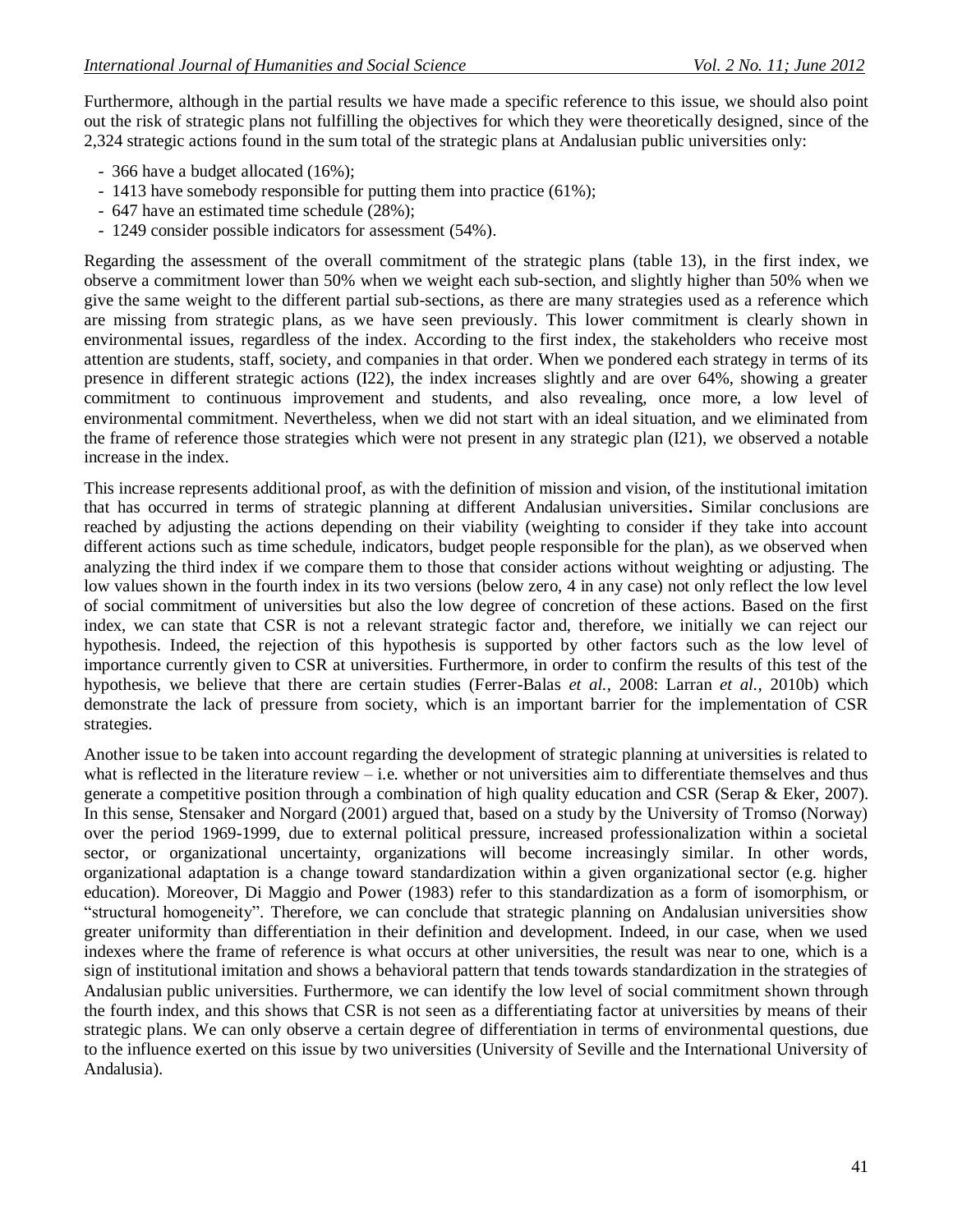Furthermore, although in the partial results we have made a specific reference to this issue, we should also point out the risk of strategic plans not fulfilling the objectives for which they were theoretically designed, since of the 2,324 strategic actions found in the sum total of the strategic plans at Andalusian public universities only:

- 366 have a budget allocated (16%);
- 1413 have somebody responsible for putting them into practice (61%);
- 647 have an estimated time schedule (28%);
- 1249 consider possible indicators for assessment (54%).

Regarding the assessment of the overall commitment of the strategic plans (table 13), in the first index, we observe a commitment lower than 50% when we weight each sub-section, and slightly higher than 50% when we give the same weight to the different partial sub-sections, as there are many strategies used as a reference which are missing from strategic plans, as we have seen previously. This lower commitment is clearly shown in environmental issues, regardless of the index. According to the first index, the stakeholders who receive most attention are students, staff, society, and companies in that order. When we pondered each strategy in terms of its presence in different strategic actions (I22), the index increases slightly and are over 64%, showing a greater commitment to continuous improvement and students, and also revealing, once more, a low level of environmental commitment. Nevertheless, when we did not start with an ideal situation, and we eliminated from the frame of reference those strategies which were not present in any strategic plan (I21), we observed a notable increase in the index.

This increase represents additional proof, as with the definition of mission and vision, of the institutional imitation that has occurred in terms of strategic planning at different Andalusian universities**.** Similar conclusions are reached by adjusting the actions depending on their viability (weighting to consider if they take into account different actions such as time schedule, indicators, budget people responsible for the plan), as we observed when analyzing the third index if we compare them to those that consider actions without weighting or adjusting. The low values shown in the fourth index in its two versions (below zero, 4 in any case) not only reflect the low level of social commitment of universities but also the low degree of concretion of these actions. Based on the first index, we can state that CSR is not a relevant strategic factor and, therefore, we initially we can reject our hypothesis. Indeed, the rejection of this hypothesis is supported by other factors such as the low level of importance currently given to CSR at universities. Furthermore, in order to confirm the results of this test of the hypothesis, we believe that there are certain studies (Ferrer-Balas *et al.*, 2008: Larran *et al.*, 2010b) which demonstrate the lack of pressure from society, which is an important barrier for the implementation of CSR strategies.

Another issue to be taken into account regarding the development of strategic planning at universities is related to what is reflected in the literature review – i.e. whether or not universities aim to differentiate themselves and thus generate a competitive position through a combination of high quality education and CSR (Serap & Eker, 2007). In this sense, Stensaker and Norgard (2001) argued that, based on a study by the University of Tromso (Norway) over the period 1969-1999, due to external political pressure, increased professionalization within a societal sector, or organizational uncertainty, organizations will become increasingly similar. In other words, organizational adaptation is a change toward standardization within a given organizational sector (e.g. higher education). Moreover, Di Maggio and Power (1983) refer to this standardization as a form of isomorphism, or "structural homogeneity". Therefore, we can conclude that strategic planning on Andalusian universities show greater uniformity than differentiation in their definition and development. Indeed, in our case, when we used indexes where the frame of reference is what occurs at other universities, the result was near to one, which is a sign of institutional imitation and shows a behavioral pattern that tends towards standardization in the strategies of Andalusian public universities. Furthermore, we can identify the low level of social commitment shown through the fourth index, and this shows that CSR is not seen as a differentiating factor at universities by means of their strategic plans. We can only observe a certain degree of differentiation in terms of environmental questions, due to the influence exerted on this issue by two universities (University of Seville and the International University of Andalusia).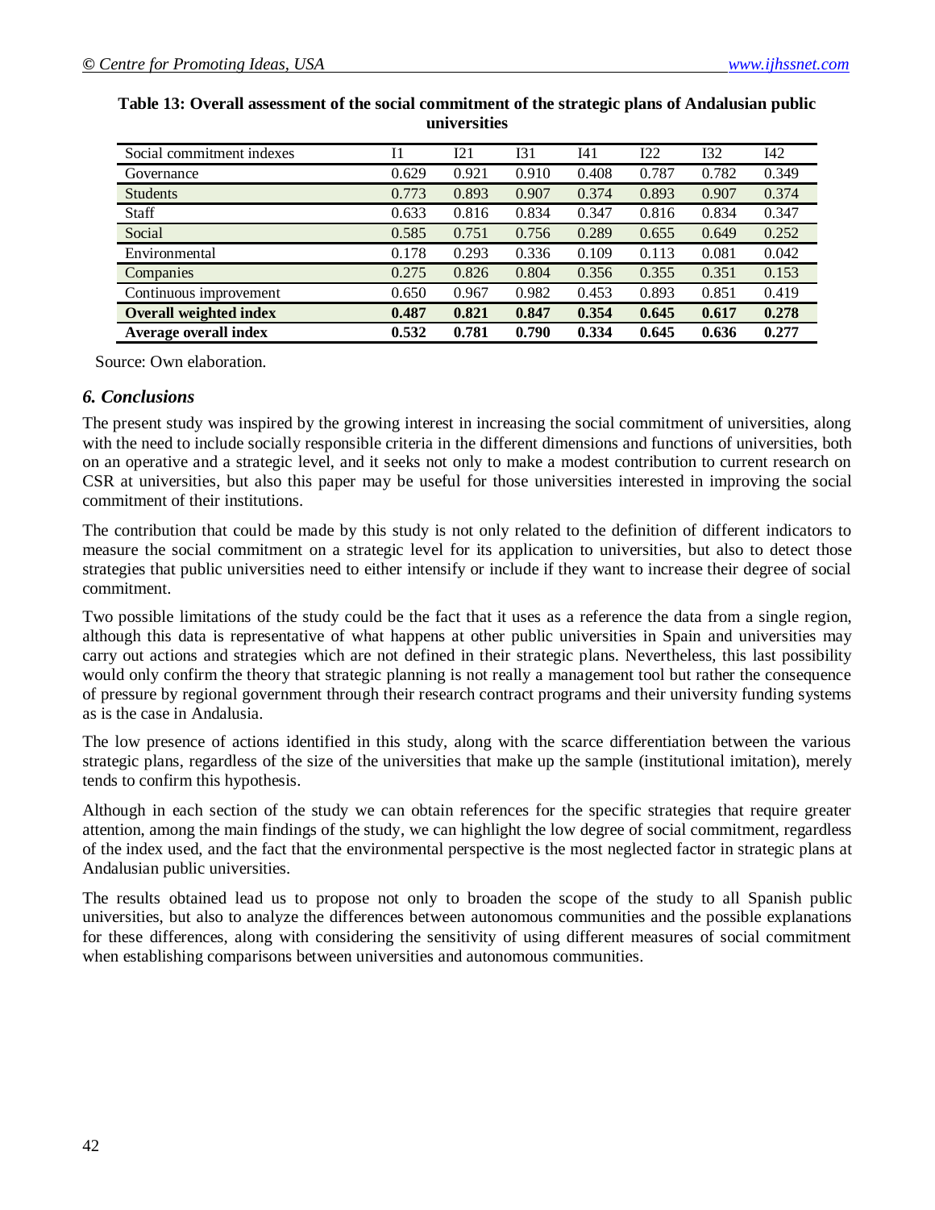**Table 13: Overall assessment of the social commitment of the strategic plans of Andalusian public universities**

| Social commitment indexes | I1 | I21 | I31 | I41 | I22 | I32 | I42 |
|---|---|---|---|---|---|---|---|
| Governance | 0.629 | 0.921 | 0.910 | 0.408 | 0.787 | 0.782 | 0.349 |
| Students | 0.773 | 0.893 | 0.907 | 0.374 | 0.893 | 0.907 | 0.374 |
| Staff | 0.633 | 0.816 | 0.834 | 0.347 | 0.816 | 0.834 | 0.347 |
| Social | 0.585 | 0.751 | 0.756 | 0.289 | 0.655 | 0.649 | 0.252 |
| Environmental | 0.178 | 0.293 | 0.336 | 0.109 | 0.113 | 0.081 | 0.042 |
| Companies | 0.275 | 0.826 | 0.804 | 0.356 | 0.355 | 0.351 | 0.153 |
| Continuous improvement | 0.650 | 0.967 | 0.982 | 0.453 | 0.893 | 0.851 | 0.419 |
| **Overall weighted index** | **0.487** | **0.821** | **0.847** | **0.354** | **0.645** | **0.617** | **0.278** |
| **Average overall index** | **0.532** | **0.781** | **0.790** | **0.334** | **0.645** | **0.636** | **0.277** |

Source: Own elaboration.

## *6. Conclusions*

The present study was inspired by the growing interest in increasing the social commitment of universities, along with the need to include socially responsible criteria in the different dimensions and functions of universities, both on an operative and a strategic level, and it seeks not only to make a modest contribution to current research on CSR at universities, but also this paper may be useful for those universities interested in improving the social commitment of their institutions.

The contribution that could be made by this study is not only related to the definition of different indicators to measure the social commitment on a strategic level for its application to universities, but also to detect those strategies that public universities need to either intensify or include if they want to increase their degree of social commitment.

Two possible limitations of the study could be the fact that it uses as a reference the data from a single region, although this data is representative of what happens at other public universities in Spain and universities may carry out actions and strategies which are not defined in their strategic plans. Nevertheless, this last possibility would only confirm the theory that strategic planning is not really a management tool but rather the consequence of pressure by regional government through their research contract programs and their university funding systems as is the case in Andalusia.

The low presence of actions identified in this study, along with the scarce differentiation between the various strategic plans, regardless of the size of the universities that make up the sample (institutional imitation), merely tends to confirm this hypothesis.

Although in each section of the study we can obtain references for the specific strategies that require greater attention, among the main findings of the study, we can highlight the low degree of social commitment, regardless of the index used, and the fact that the environmental perspective is the most neglected factor in strategic plans at Andalusian public universities.

The results obtained lead us to propose not only to broaden the scope of the study to all Spanish public universities, but also to analyze the differences between autonomous communities and the possible explanations for these differences, along with considering the sensitivity of using different measures of social commitment when establishing comparisons between universities and autonomous communities.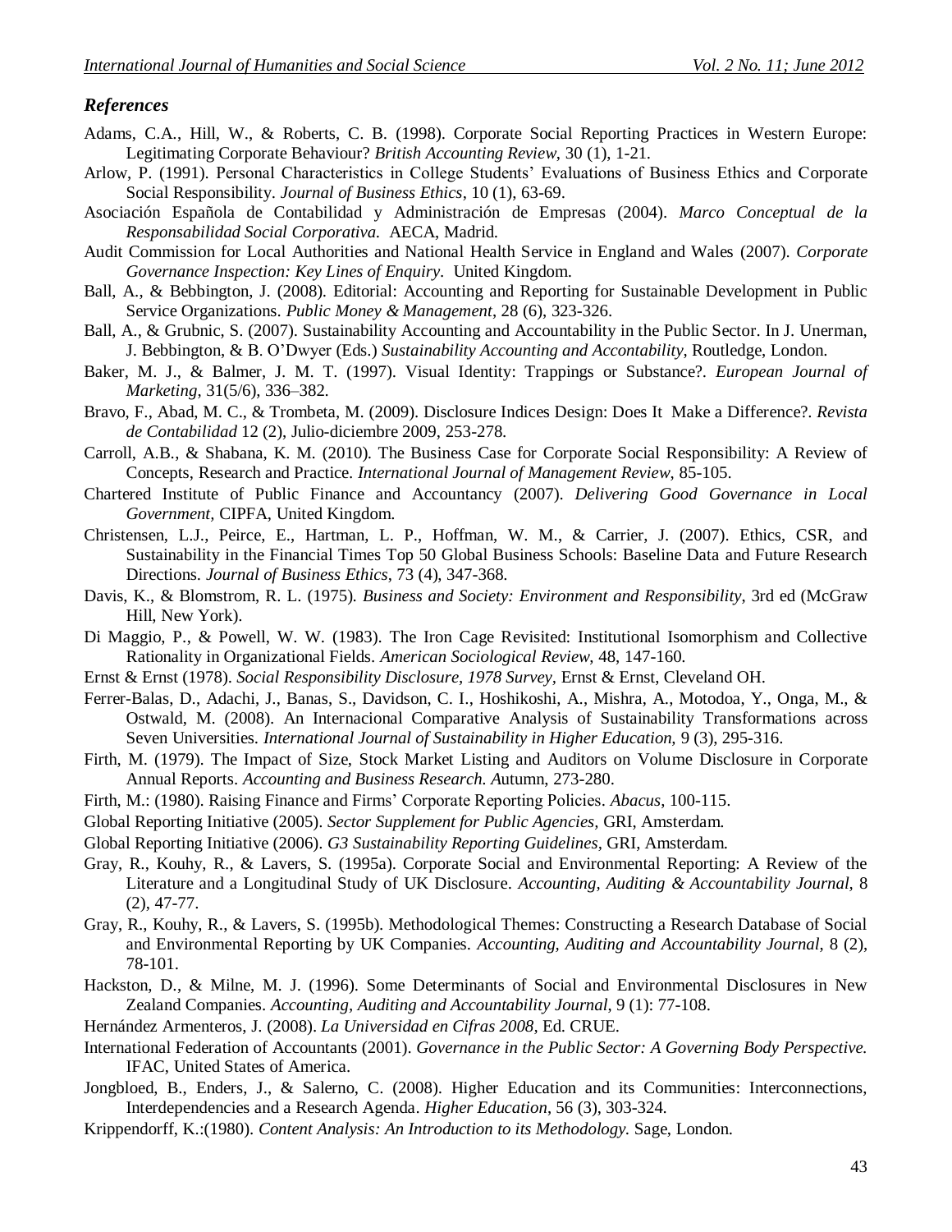## *References*

Adams, C.A., Hill, W., & Roberts, C. B. (1998). Corporate Social Reporting Practices in Western Europe: Legitimating Corporate Behaviour? *British Accounting Review*, 30 (1), 1-21.

Arlow, P. (1991). Personal Characteristics in College Students' Evaluations of Business Ethics and Corporate Social Responsibility. *Journal of Business Ethics*, 10 (1), 63-69.

Asociación Española de Contabilidad y Administración de Empresas (2004). *Marco Conceptual de la Responsabilidad Social Corporativa.* AECA, Madrid.

Audit Commission for Local Authorities and National Health Service in England and Wales (2007). *Corporate Governance Inspection: Key Lines of Enquiry.* United Kingdom.

Ball, A., & Bebbington, J. (2008). Editorial: Accounting and Reporting for Sustainable Development in Public Service Organizations. *Public Money & Management*, 28 (6), 323-326.

Ball, A., & Grubnic, S. (2007). Sustainability Accounting and Accountability in the Public Sector. In J. Unerman, J. Bebbington, & B. O'Dwyer (Eds.) *Sustainability Accounting and Accontability*, Routledge, London.

Baker, M. J., & Balmer, J. M. T. (1997). Visual Identity: Trappings or Substance?. *European Journal of Marketing*, 31(5/6), 336–382.

Bravo, F., Abad, M. C., & Trombeta, M. (2009). Disclosure Indices Design: Does It Make a Difference?. *Revista de Contabilidad* 12 (2), Julio-diciembre 2009, 253-278.

Carroll, A.B., & Shabana, K. M. (2010). The Business Case for Corporate Social Responsibility: A Review of Concepts, Research and Practice. *International Journal of Management Review*, 85-105.

Chartered Institute of Public Finance and Accountancy (2007). *Delivering Good Governance in Local Government,* CIPFA, United Kingdom.

Christensen, L.J., Peirce, E., Hartman, L. P., Hoffman, W. M., & Carrier, J. (2007). Ethics, CSR, and Sustainability in the Financial Times Top 50 Global Business Schools: Baseline Data and Future Research Directions. *Journal of Business Ethics*, 73 (4), 347-368.

Davis, K., & Blomstrom, R. L. (1975). *Business and Society: Environment and Responsibility*, 3rd ed (McGraw Hill, New York).

Di Maggio, P., & Powell, W. W. (1983). The Iron Cage Revisited: Institutional Isomorphism and Collective Rationality in Organizational Fields. *American Sociological Review*, 48, 147-160.

Ernst & Ernst (1978). *Social Responsibility Disclosure, 1978 Survey*, Ernst & Ernst, Cleveland OH.

Ferrer-Balas, D., Adachi, J., Banas, S., Davidson, C. I., Hoshikoshi, A., Mishra, A., Motodoa, Y., Onga, M., & Ostwald, M. (2008). An Internacional Comparative Analysis of Sustainability Transformations across Seven Universities. *International Journal of Sustainability in Higher Education,* 9 (3), 295-316.

Firth, M. (1979). The Impact of Size, Stock Market Listing and Auditors on Volume Disclosure in Corporate Annual Reports. *Accounting and Business Research. A*utumn, 273-280.

Firth, M.: (1980). Raising Finance and Firms' Corporate Reporting Policies. *Abacus*, 100-115.

Global Reporting Initiative (2005). *Sector Supplement for Public Agencies*, GRI, Amsterdam.

Global Reporting Initiative (2006). *G3 Sustainability Reporting Guidelines*, GRI, Amsterdam.

Gray, R., Kouhy, R., & Lavers, S. (1995a). Corporate Social and Environmental Reporting: A Review of the Literature and a Longitudinal Study of UK Disclosure. *Accounting, Auditing & Accountability Journal*, 8 (2), 47-77.

Gray, R., Kouhy, R., & Lavers, S. (1995b). Methodological Themes: Constructing a Research Database of Social and Environmental Reporting by UK Companies. *Accounting, Auditing and Accountability Journal*, 8 (2), 78-101.

Hackston, D., & Milne, M. J. (1996). Some Determinants of Social and Environmental Disclosures in New Zealand Companies. *Accounting, Auditing and Accountability Journal*, 9 (1): 77-108.

Hernández Armenteros, J. (2008). *La Universidad en Cifras 2008,* Ed. CRUE.

International Federation of Accountants (2001). *Governance in the Public Sector: A Governing Body Perspective.* IFAC, United States of America.

Jongbloed, B., Enders, J., & Salerno, C. (2008). Higher Education and its Communities: Interconnections, Interdependencies and a Research Agenda. *Higher Education*, 56 (3), 303-324.

Krippendorff, K.:(1980). *Content Analysis: An Introduction to its Methodology.* Sage, London.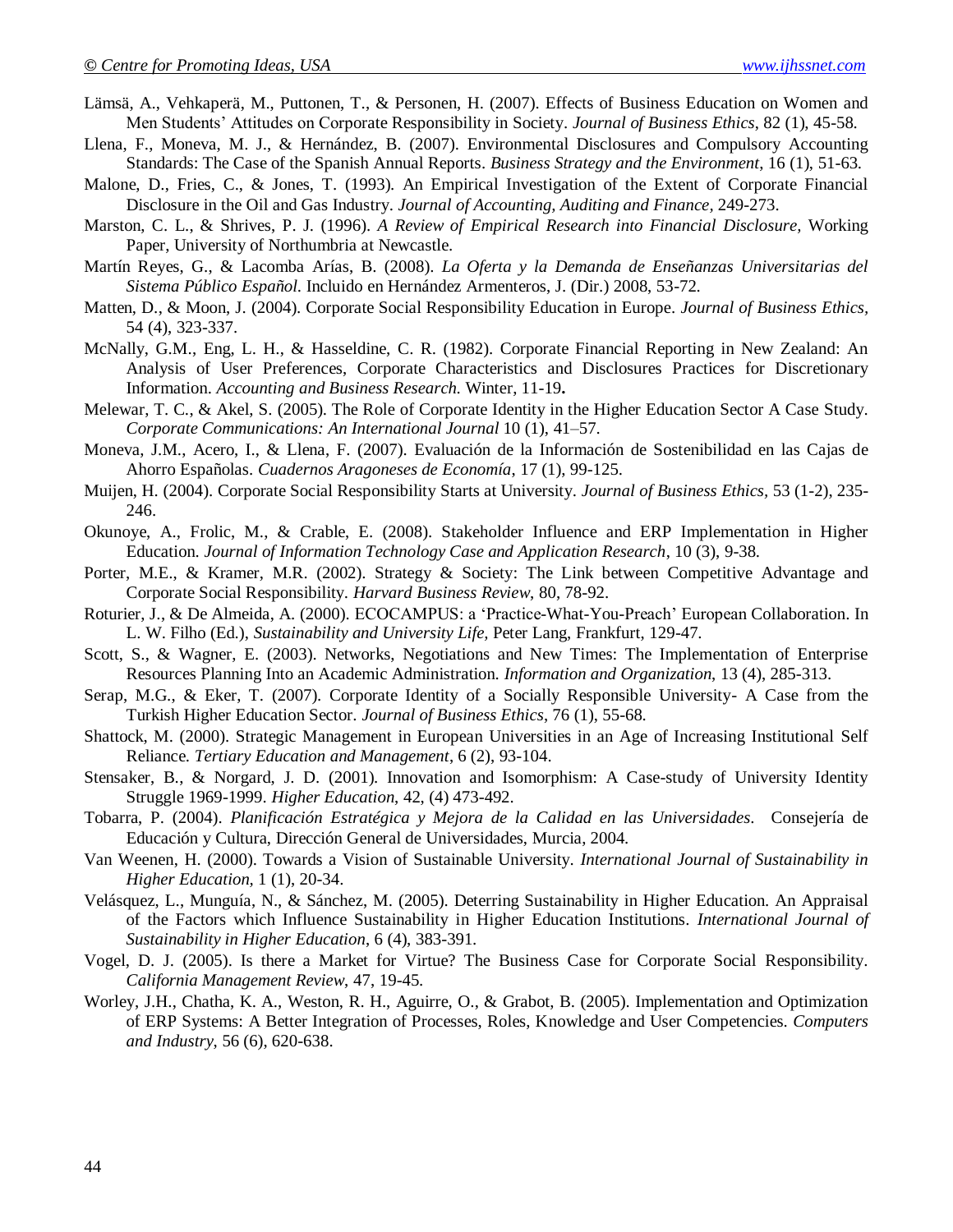Lämsä, A., Vehkaperä, M., Puttonen, T., & Personen, H. (2007). Effects of Business Education on Women and Men Students' Attitudes on Corporate Responsibility in Society. *Journal of Business Ethics*, 82 (1), 45-58.

Llena, F., Moneva, M. J., & Hernández, B. (2007). Environmental Disclosures and Compulsory Accounting Standards: The Case of the Spanish Annual Reports. *Business Strategy and the Environment,* 16 (1), 51-63.

Malone, D., Fries, C., & Jones, T. (1993). An Empirical Investigation of the Extent of Corporate Financial Disclosure in the Oil and Gas Industry. *Journal of Accounting, Auditing and Finance,* 249-273.

Marston, C. L., & Shrives, P. J. (1996). *A Review of Empirical Research into Financial Disclosure,* Working Paper, University of Northumbria at Newcastle.

Martín Reyes, G., & Lacomba Arías, B. (2008). *La Oferta y la Demanda de Enseñanzas Universitarias del Sistema Público Español.* Incluido en Hernández Armenteros, J. (Dir.) 2008, 53-72.

Matten, D., & Moon, J. (2004). Corporate Social Responsibility Education in Europe. *Journal of Business Ethics,* 54 (4), 323-337.

McNally, G.M., Eng, L. H., & Hasseldine, C. R. (1982). Corporate Financial Reporting in New Zealand: An Analysis of User Preferences, Corporate Characteristics and Disclosures Practices for Discretionary Information. *Accounting and Business Research.* Winter, 11-19**.**

Melewar, T. C., & Akel, S. (2005). The Role of Corporate Identity in the Higher Education Sector A Case Study. *Corporate Communications: An International Journal* 10 (1), 41–57.

Moneva, J.M., Acero, I., & Llena, F. (2007). Evaluación de la Información de Sostenibilidad en las Cajas de Ahorro Españolas. *Cuadernos Aragoneses de Economía*, 17 (1), 99-125.

Muijen, H. (2004). Corporate Social Responsibility Starts at University. *Journal of Business Ethics,* 53 (1-2), 235-246.

Okunoye, A., Frolic, M., & Crable, E. (2008). Stakeholder Influence and ERP Implementation in Higher Education. *Journal of Information Technology Case and Application Research*, 10 (3), 9-38.

Porter, M.E., & Kramer, M.R. (2002). Strategy & Society: The Link between Competitive Advantage and Corporate Social Responsibility. *Harvard Business Review*, 80, 78-92.

Roturier, J., & De Almeida, A. (2000). ECOCAMPUS: a 'Practice-What-You-Preach' European Collaboration. In L. W. Filho (Ed.), *Sustainability and University Life,* Peter Lang, Frankfurt, 129-47.

Scott, S., & Wagner, E. (2003). Networks, Negotiations and New Times: The Implementation of Enterprise Resources Planning Into an Academic Administration. *Information and Organization*, 13 (4), 285-313.

Serap, M.G., & Eker, T. (2007). Corporate Identity of a Socially Responsible University- A Case from the Turkish Higher Education Sector. *Journal of Business Ethics*, 76 (1), 55-68.

Shattock, M. (2000). Strategic Management in European Universities in an Age of Increasing Institutional Self Reliance. *Tertiary Education and Management*, 6 (2), 93-104.

Stensaker, B., & Norgard, J. D. (2001). Innovation and Isomorphism: A Case-study of University Identity Struggle 1969-1999. *Higher Education*, 42, (4) 473-492.

Tobarra, P. (2004). *Planificación Estratégica y Mejora de la Calidad en las Universidades.* Consejería de Educación y Cultura, Dirección General de Universidades, Murcia, 2004.

Van Weenen, H. (2000). Towards a Vision of Sustainable University. *International Journal of Sustainability in Higher Education*, 1 (1), 20-34.

Velásquez, L., Munguía, N., & Sánchez, M. (2005). Deterring Sustainability in Higher Education. An Appraisal of the Factors which Influence Sustainability in Higher Education Institutions. *International Journal of Sustainability in Higher Education*, 6 (4), 383-391.

Vogel, D. J. (2005). Is there a Market for Virtue? The Business Case for Corporate Social Responsibility. *California Management Review*, 47, 19-45.

Worley, J.H., Chatha, K. A., Weston, R. H., Aguirre, O., & Grabot, B. (2005). Implementation and Optimization of ERP Systems: A Better Integration of Processes, Roles, Knowledge and User Competencies. *Computers and Industry*, 56 (6), 620-638.